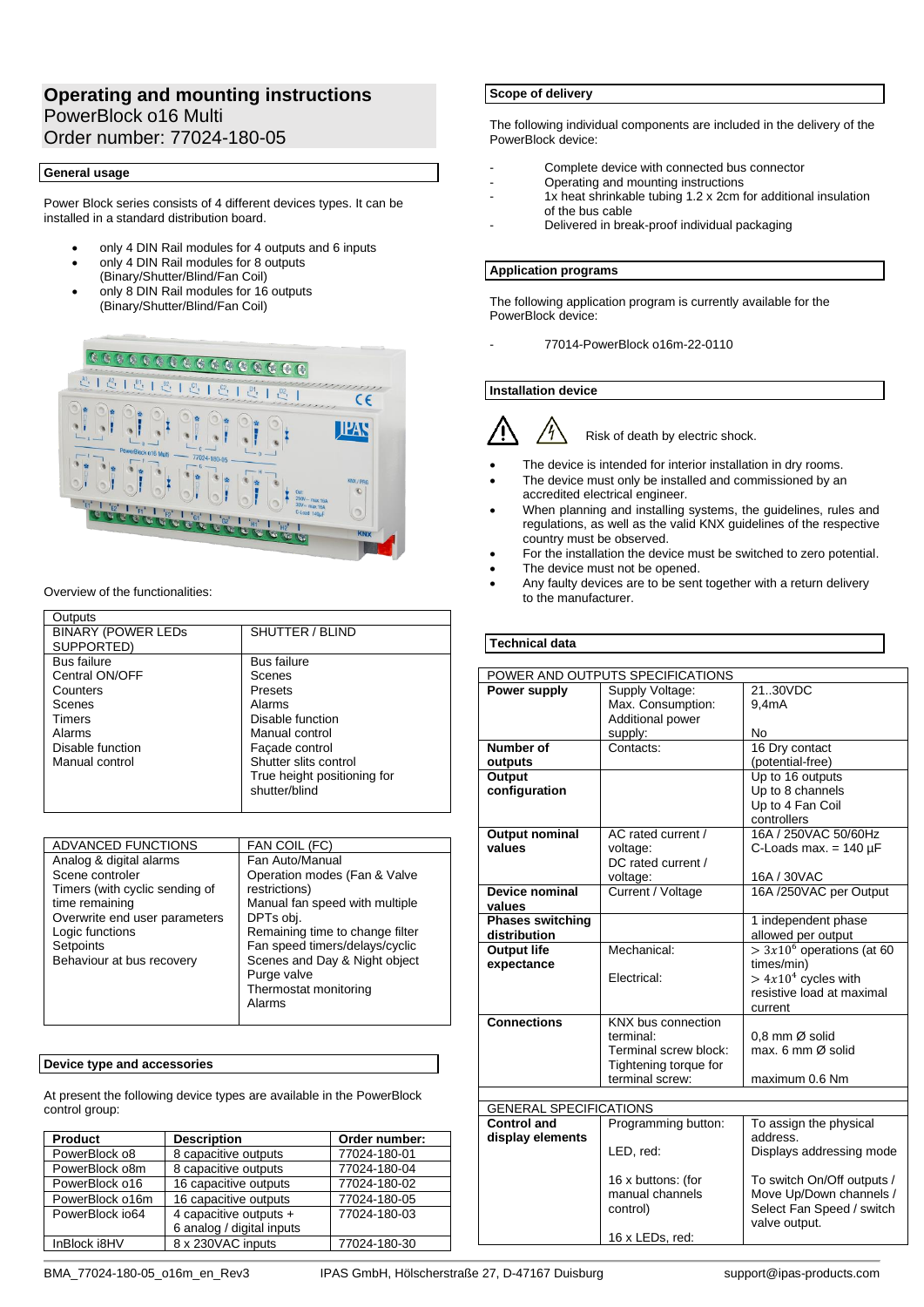# Operating and mounting instructions

PowerBlock o16 Multi

Order number: 77024-180-05

## General usage

Power Block series consists of 4 different devices types. It can be installed in a standard distribution board.

- only 4 DIN Rail modules for 4 outputs and 6 inputs
- only 4 DIN Rail modules for 8 outputs (Binary/Shutter/Blind/Fan Coil)
- only 8 DIN Rail modules for 16 outputs (Binary/Shutter/Blind/Fan Coil)

Overview of the functionalities:

| Outputs | |
|---|---|
| BINARY (POWER LEDs SUPPORTED) | SHUTTER / BLIND |
| Bus failure<br>Central ON/OFF<br>Counters<br>Scenes<br>Timers<br>Alarms<br>Disable function<br>Manual control | Bus failure<br>Scenes<br>Presets<br>Alarms<br>Disable function<br>Manual control<br>Façade control<br>Shutter slits control<br>True height positioning for shutter/blind |

| ADVANCED FUNCTIONS | FAN COIL (FC) |
|---|---|
| Analog & digital alarms<br>Scene controler<br>Timers (with cyclic sending of time remaining<br>Overwrite end user parameters<br>Logic functions<br>Setpoints<br>Behaviour at bus recovery | Fan Auto/Manual<br>Operation modes (Fan & Valve restrictions)<br>Manual fan speed with multiple DPTs obj.<br>Remaining time to change filter<br>Fan speed timers/delays/cyclic<br>Scenes and Day & Night object<br>Purge valve<br>Thermostat monitoring<br>Alarms |

## Device type and accessories

At present the following device types are available in the PowerBlock control group:

| Product | Description | Order number: |
|---|---|---|
| PowerBlock o8 | 8 capacitive outputs | 77024-180-01 |
| PowerBlock o8m | 8 capacitive outputs | 77024-180-04 |
| PowerBlock o16 | 16 capacitive outputs | 77024-180-02 |
| PowerBlock o16m | 16 capacitive outputs | 77024-180-05 |
| PowerBlock io64 | 4 capacitive outputs + 6 analog / digital inputs | 77024-180-03 |
| InBlock i8HV | 8 x 230VAC inputs | 77024-180-30 |

## Scope of delivery

The following individual components are included in the delivery of the PowerBlock device:

- Complete device with connected bus connector
- Operating and mounting instructions
- 1x heat shrinkable tubing 1.2 x 2cm for additional insulation of the bus cable
- Delivered in break-proof individual packaging

## Application programs

The following application program is currently available for the PowerBlock device:

- 77014-PowerBlock o16m-22-0110

## Installation device

Risk of death by electric shock.

- The device is intended for interior installation in dry rooms.
- The device must only be installed and commissioned by an accredited electrical engineer.
- When planning and installing systems, the guidelines, rules and regulations, as well as the valid KNX guidelines of the respective country must be observed.
- For the installation the device must be switched to zero potential.
- The device must not be opened.
- Any faulty devices are to be sent together with a return delivery to the manufacturer.

## Technical data

| POWER AND OUTPUTS SPECIFICATIONS | | |
|---|---|---|
| **Power supply** | Supply Voltage:<br>Max. Consumption:<br>Additional power supply: | 21..30VDC<br>9,4mA<br>No |
| **Number of outputs** | Contacts: | 16 Dry contact (potential-free) |
| **Output configuration** | | Up to 16 outputs<br>Up to 8 channels<br>Up to 4 Fan Coil controllers |
| **Output nominal values** | AC rated current / voltage:<br>DC rated current / voltage: | 16A / 250VAC 50/60Hz<br>C-Loads max. = 140 µF<br>16A / 30VAC |
| **Device nominal values** | Current / Voltage | 16A /250VAC per Output |
| **Phases switching distribution** | | 1 independent phase allowed per output |
| **Output life expectance** | Mechanical:<br>Electrical: | $> 3x10^6$ operations (at 60 times/min)<br>$> 4x10^4$ cycles with resistive load at maximal current |
| **Connections** | KNX bus connection terminal:<br>Terminal screw block:<br>Tightening torque for terminal screw: | 0,8 mm Ø solid<br>max. 6 mm Ø solid<br>maximum 0.6 Nm |
| GENERAL SPECIFICATIONS | | |
| **Control and display elements** | Programming button:<br>LED, red:<br>16 x buttons: (for manual channels control)<br>16 x LEDs, red: | To assign the physical address.<br>Displays addressing mode<br>To switch On/Off outputs / Move Up/Down channels / Select Fan Speed / switch valve output. |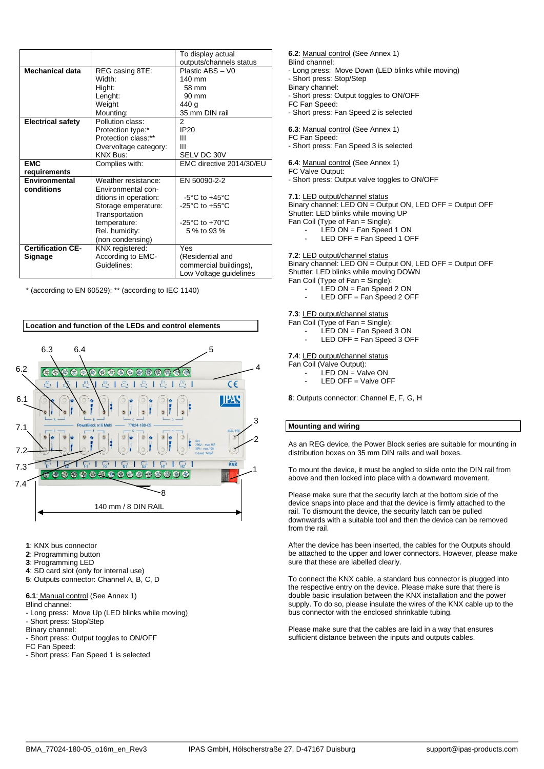| | | To display actual outputs/channels status |
|---|---|---|
| **Mechanical data** | REG casing 8TE:<br>Width:<br>Hight:<br>Lenght:<br>Weight<br>Mounting: | Plastic ABS – V0<br>140 mm<br>58 mm<br>90 mm<br>440 g<br>35 mm DIN rail |
| **Electrical safety** | Pollution class:<br>Protection type:*<br>Protection class:**<br>Overvoltage category:<br>KNX Bus: | 2<br>IP20<br>III<br>III<br>SELV DC 30V |
| **EMC requirements** | Complies with: | EMC directive 2014/30/EU |
| **Environmental conditions** | Weather resistance:<br>Environmental conditions in operation:<br>Storage emperature:<br>Transportation temperature:<br>Rel. humidity:<br>(non condensing) | EN 50090-2-2<br><br>-5°C to +45°C<br>-25°C to +55°C<br><br>-25°C to +70°C<br>5 % to 93 % |
| **Certification CE-Signage** | KNX registered:<br>According to EMC-Guidelines: | Yes<br>(Residential and commercial buildings),<br>Low Voltage guidelines |

\* (according to EN 60529); ** (according to IEC 1140)

## Location and function of the LEDs and control elements

140 mm / 8 DIN RAIL

**1**: KNX bus connector
**2**: Programming button
**3**: Programming LED
**4**: SD card slot (only for internal use)
**5**: Outputs connector: Channel A, B, C, D

**6.1**: Manual control (See Annex 1)
Blind channel:
- Long press: Move Up (LED blinks while moving)
- Short press: Stop/Step

Binary channel:
- Short press: Output toggles to ON/OFF

FC Fan Speed:
- Short press: Fan Speed 1 is selected

**6.2**: Manual control (See Annex 1)
Blind channel:
- Long press: Move Down (LED blinks while moving)
- Short press: Stop/Step

Binary channel:
- Short press: Output toggles to ON/OFF

FC Fan Speed:
- Short press: Fan Speed 2 is selected

**6.3**: Manual control (See Annex 1)
FC Fan Speed:
- Short press: Fan Speed 3 is selected

**6.4**: Manual control (See Annex 1)
FC Valve Output:
- Short press: Output valve toggles to ON/OFF

**7.1**: LED output/channel status
Binary channel: LED ON = Output ON, LED OFF = Output OFF
Shutter: LED blinks while moving UP
Fan Coil (Type of Fan = Single):
- LED ON = Fan Speed 1 ON
- LED OFF = Fan Speed 1 OFF

**7.2**: LED output/channel status
Binary channel: LED ON = Output ON, LED OFF = Output OFF
Shutter: LED blinks while moving DOWN
Fan Coil (Type of Fan = Single):
- LED ON = Fan Speed 2 ON
- LED OFF = Fan Speed 2 OFF

**7.3**: LED output/channel status
Fan Coil (Type of Fan = Single):
- LED ON = Fan Speed 3 ON
- LED OFF = Fan Speed 3 OFF

**7.4**: LED output/channel status
Fan Coil (Valve Output):
- LED ON = Valve ON
- LED OFF = Valve OFF

**8**: Outputs connector: Channel E, F, G, H

## Mounting and wiring

As an REG device, the Power Block series are suitable for mounting in distribution boxes on 35 mm DIN rails and wall boxes.

To mount the device, it must be angled to slide onto the DIN rail from above and then locked into place with a downward movement.

Please make sure that the security latch at the bottom side of the device snaps into place and that the device is firmly attached to the rail. To dismount the device, the security latch can be pulled downwards with a suitable tool and then the device can be removed from the rail.

After the device has been inserted, the cables for the Outputs should be attached to the upper and lower connectors. However, please make sure that these are labelled clearly.

To connect the KNX cable, a standard bus connector is plugged into the respective entry on the device. Please make sure that there is double basic insulation between the KNX installation and the power supply. To do so, please insulate the wires of the KNX cable up to the bus connector with the enclosed shrinkable tubing.

Please make sure that the cables are laid in a way that ensures sufficient distance between the inputs and outputs cables.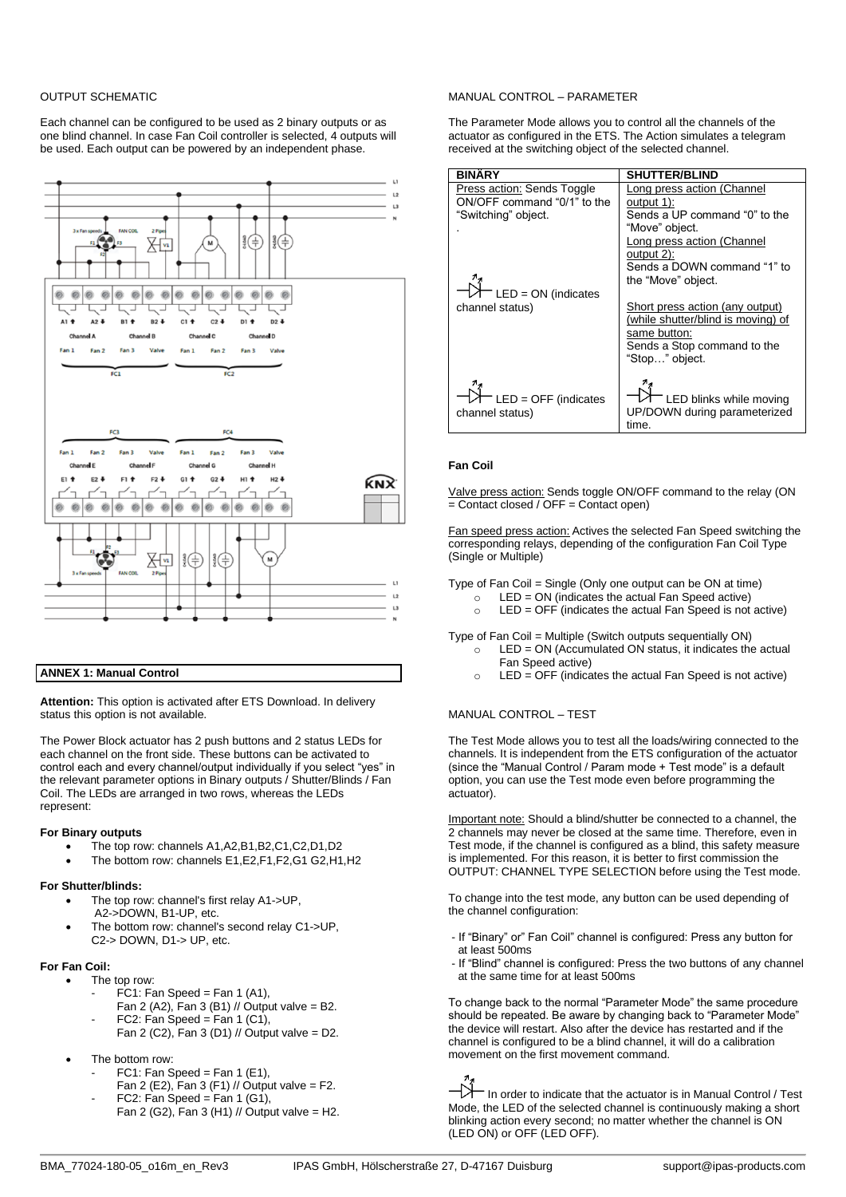OUTPUT SCHEMATIC

Each channel can be configured to be used as 2 binary outputs or as one blind channel. In case Fan Coil controller is selected, 4 outputs will be used. Each output can be powered by an independent phase.

**ANNEX 1: Manual Control**

**Attention:** This option is activated after ETS Download. In delivery status this option is not available.

The Power Block actuator has 2 push buttons and 2 status LEDs for each channel on the front side. These buttons can be activated to control each and every channel/output individually if you select "yes" in the relevant parameter options in Binary outputs / Shutter/Blinds / Fan Coil. The LEDs are arranged in two rows, whereas the LEDs represent:

**For Binary outputs**

- The top row: channels A1,A2,B1,B2,C1,C2,D1,D2
- The bottom row: channels E1,E2,F1,F2,G1 G2,H1,H2

**For Shutter/blinds:**

- The top row: channel's first relay A1->UP, A2->DOWN, B1-UP, etc.
- The bottom row: channel's second relay C1->UP, C2-> DOWN, D1-> UP, etc.

**For Fan Coil:**

- The top row:
  - FC1: Fan Speed = Fan 1 (A1), Fan 2 (A2), Fan 3 (B1) // Output valve = B2.
  - FC2: Fan Speed = Fan 1 (C1), Fan 2 (C2), Fan 3 (D1) // Output valve = D2.
- The bottom row:
  - FC1: Fan Speed = Fan 1 (E1), Fan 2 (E2), Fan 3 (F1) // Output valve = F2.
  - FC2: Fan Speed = Fan 1 (G1), Fan 2 (G2), Fan 3 (H1) // Output valve = H2.

MANUAL CONTROL – PARAMETER

The Parameter Mode allows you to control all the channels of the actuator as configured in the ETS. The Action simulates a telegram received at the switching object of the selected channel.

| BINÄRY | SHUTTER/BLIND |
|---|---|
| Press action: Sends Toggle ON/OFF command "0/1" to the "Switching" object.<br>.<br>LED = ON (indicates channel status) | Long press action (Channel output 1): Sends a UP command "0" to the "Move" object.<br>Long press action (Channel output 2): Sends a DOWN command "1" to the "Move" object.<br>Short press action (any output) (while shutter/blind is moving) of same button: Sends a Stop command to the "Stop…" object. |
| LED = OFF (indicates channel status) | LED blinks while moving UP/DOWN during parameterized time. |

**Fan Coil**

Valve press action: Sends toggle ON/OFF command to the relay (ON = Contact closed / OFF = Contact open)

Fan speed press action: Actives the selected Fan Speed switching the corresponding relays, depending of the configuration Fan Coil Type (Single or Multiple)

Type of Fan Coil = Single (Only one output can be ON at time)

- LED = ON (indicates the actual Fan Speed active)
- LED = OFF (indicates the actual Fan Speed is not active)

Type of Fan Coil = Multiple (Switch outputs sequentially ON)

- LED = ON (Accumulated ON status, it indicates the actual Fan Speed active)
- LED = OFF (indicates the actual Fan Speed is not active)

MANUAL CONTROL – TEST

The Test Mode allows you to test all the loads/wiring connected to the channels. It is independent from the ETS configuration of the actuator (since the "Manual Control / Param mode + Test mode" is a default option, you can use the Test mode even before programming the actuator).

Important note: Should a blind/shutter be connected to a channel, the 2 channels may never be closed at the same time. Therefore, even in Test mode, if the channel is configured as a blind, this safety measure is implemented. For this reason, it is better to first commission the OUTPUT: CHANNEL TYPE SELECTION before using the Test mode.

To change into the test mode, any button can be used depending of the channel configuration:

- If "Binary" or" Fan Coil" channel is configured: Press any button for at least 500ms
- If "Blind" channel is configured: Press the two buttons of any channel at the same time for at least 500ms

To change back to the normal "Parameter Mode" the same procedure should be repeated. Be aware by changing back to "Parameter Mode" the device will restart. Also after the device has restarted and if the channel is configured to be a blind channel, it will do a calibration movement on the first movement command.

In order to indicate that the actuator is in Manual Control / Test Mode, the LED of the selected channel is continuously making a short blinking action every second; no matter whether the channel is ON (LED ON) or OFF (LED OFF).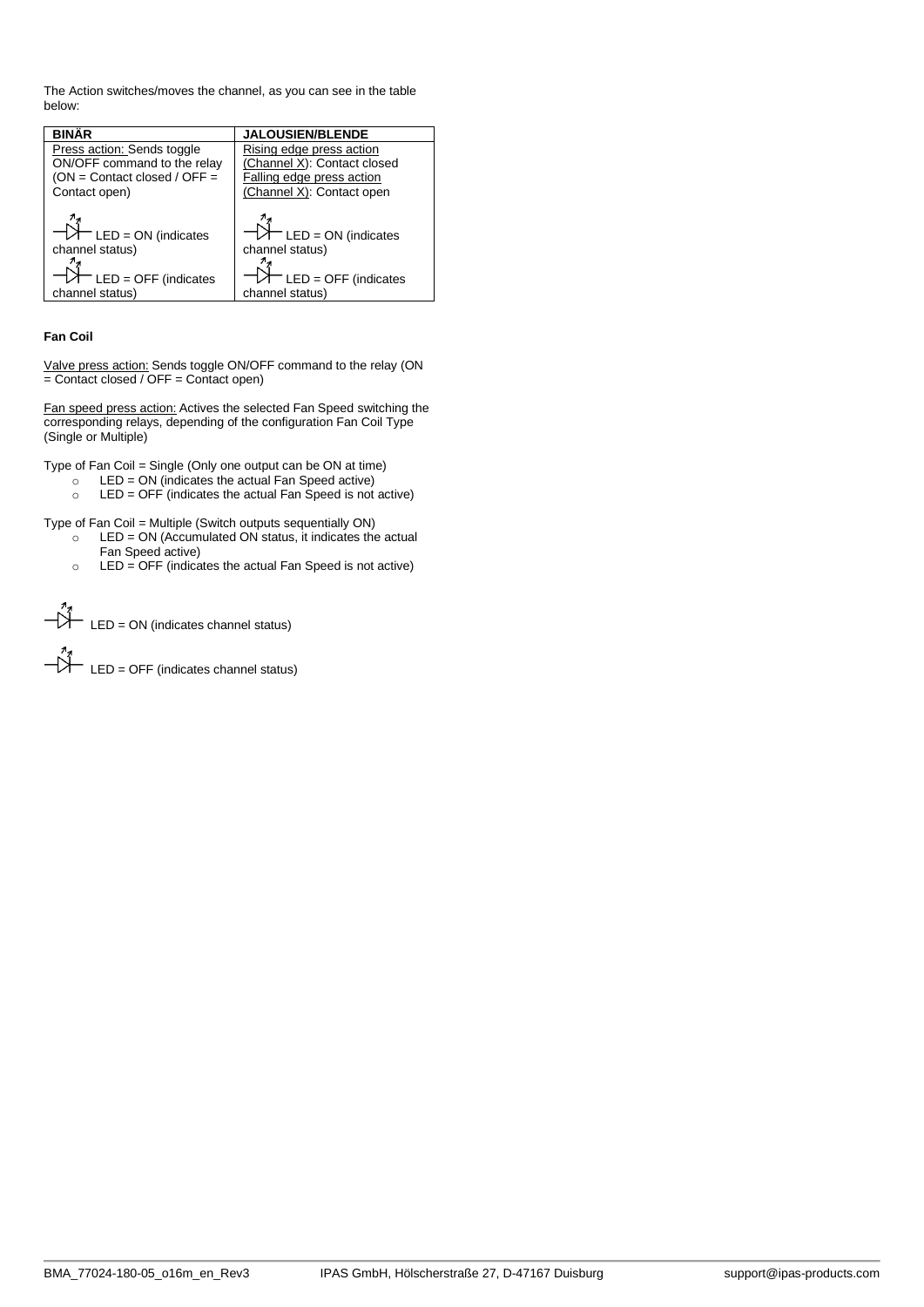The Action switches/moves the channel, as you can see in the table below:

| BINÄR | JALOUSIEN/BLENDE |
| --- | --- |
| Press action: Sends toggle ON/OFF command to the relay (ON = Contact closed / OFF = Contact open)<br><br>LED = ON (indicates channel status)<br>LED = OFF (indicates channel status) | Rising edge press action (Channel X): Contact closed<br>Falling edge press action (Channel X): Contact open<br><br>LED = ON (indicates channel status)<br>LED = OFF (indicates channel status) |

**Fan Coil**

Valve press action: Sends toggle ON/OFF command to the relay (ON = Contact closed / OFF = Contact open)

Fan speed press action: Actives the selected Fan Speed switching the corresponding relays, depending of the configuration Fan Coil Type (Single or Multiple)

Type of Fan Coil = Single (Only one output can be ON at time)

- LED = ON (indicates the actual Fan Speed active)
- LED = OFF (indicates the actual Fan Speed is not active)

Type of Fan Coil = Multiple (Switch outputs sequentially ON)

- LED = ON (Accumulated ON status, it indicates the actual Fan Speed active)
- LED = OFF (indicates the actual Fan Speed is not active)

LED = ON (indicates channel status)

LED = OFF (indicates channel status)